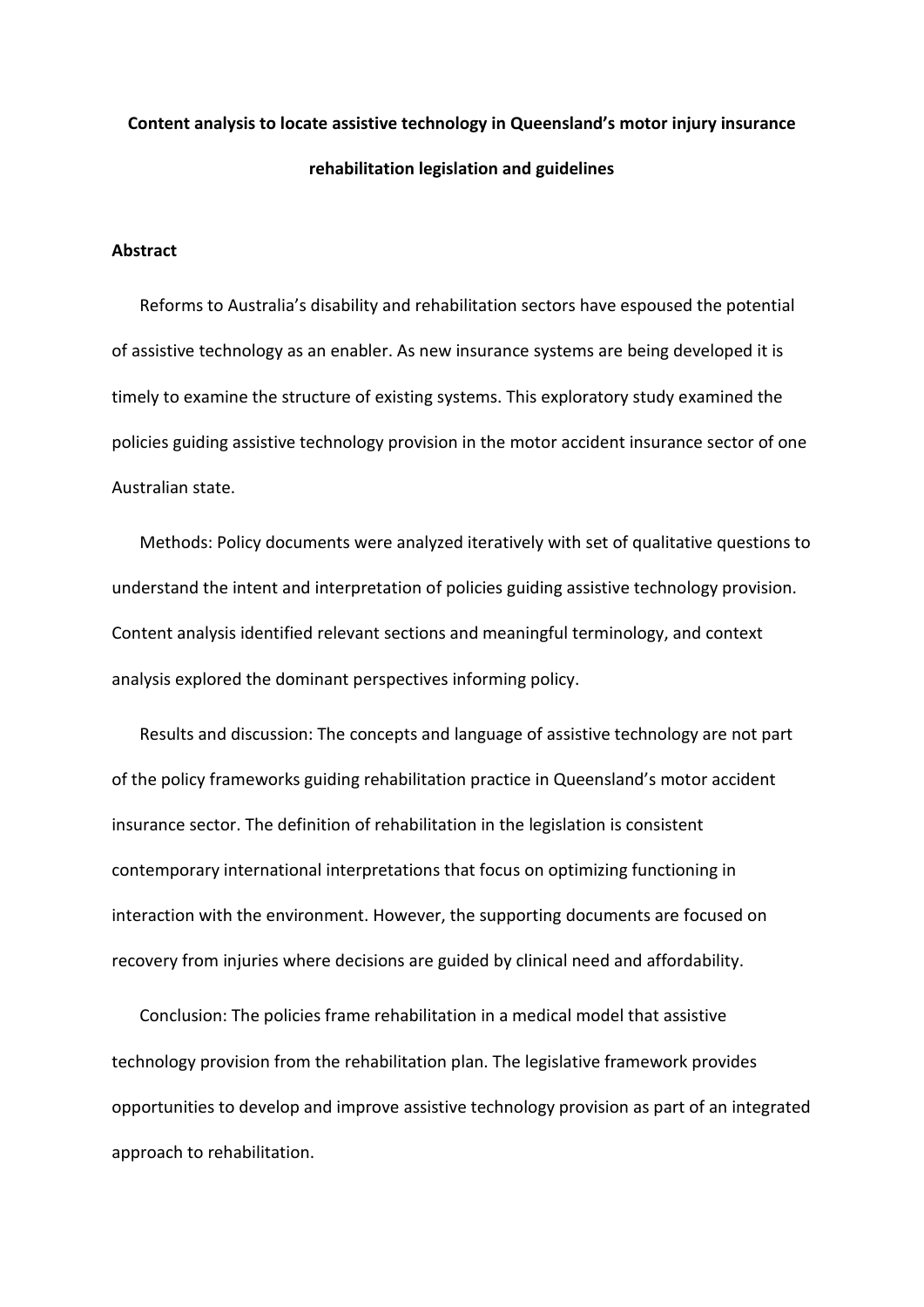# Content analysis to locate assistive technology in Queensland's motor injury insurance rehabilitation legislation and guidelines

## Abstract

Reforms to Australia's disability and rehabilitation sectors have espoused the potential of assistive technology as an enabler. As new insurance systems are being developed it is timely to examine the structure of existing systems. This exploratory study examined the policies guiding assistive technology provision in the motor accident insurance sector of one Australian state.

Methods: Policy documents were analyzed iteratively with set of qualitative questions to understand the intent and interpretation of policies guiding assistive technology provision. Content analysis identified relevant sections and meaningful terminology, and context analysis explored the dominant perspectives informing policy.

Results and discussion: The concepts and language of assistive technology are not part of the policy frameworks guiding rehabilitation practice in Queensland's motor accident insurance sector. The definition of rehabilitation in the legislation is consistent contemporary international interpretations that focus on optimizing functioning in interaction with the environment. However, the supporting documents are focused on recovery from injuries where decisions are guided by clinical need and affordability.

Conclusion: The policies frame rehabilitation in a medical model that assistive technology provision from the rehabilitation plan. The legislative framework provides opportunities to develop and improve assistive technology provision as part of an integrated approach to rehabilitation.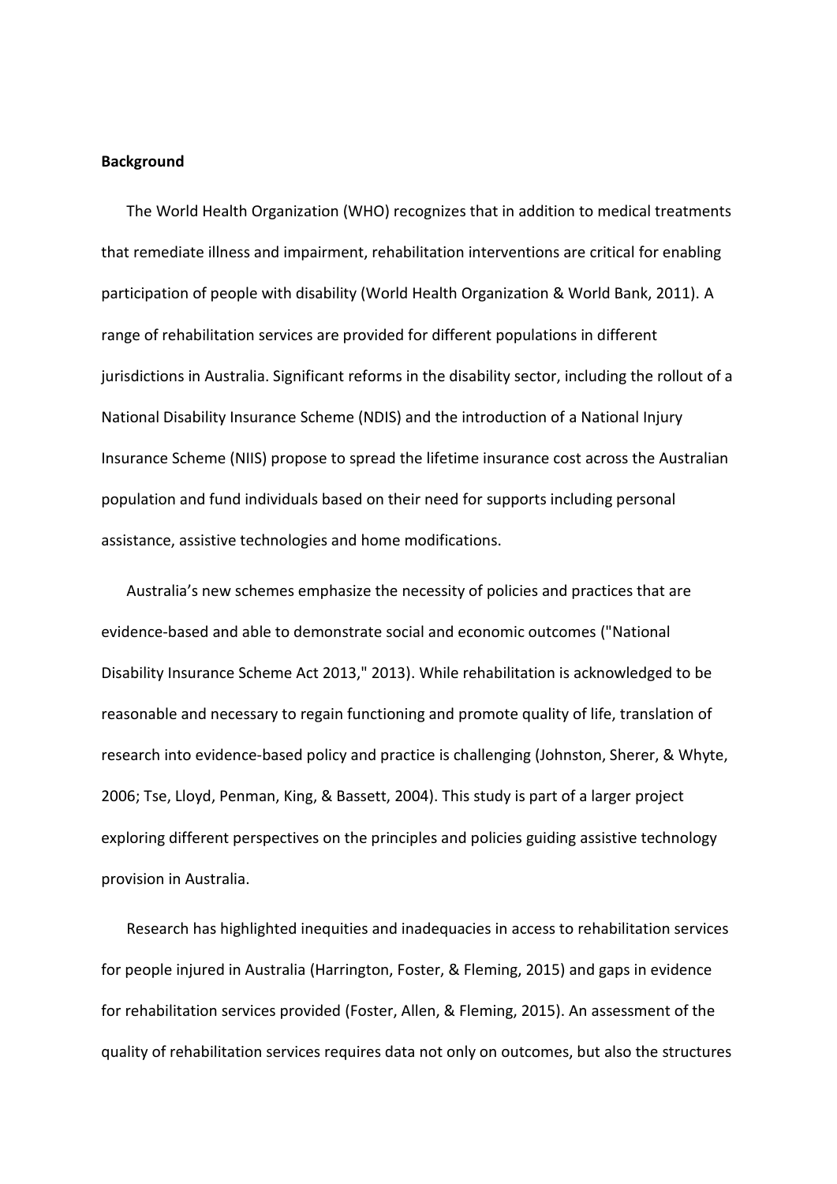**Background**

The World Health Organization (WHO) recognizes that in addition to medical treatments that remediate illness and impairment, rehabilitation interventions are critical for enabling participation of people with disability (World Health Organization & World Bank, 2011). A range of rehabilitation services are provided for different populations in different jurisdictions in Australia. Significant reforms in the disability sector, including the rollout of a National Disability Insurance Scheme (NDIS) and the introduction of a National Injury Insurance Scheme (NIIS) propose to spread the lifetime insurance cost across the Australian population and fund individuals based on their need for supports including personal assistance, assistive technologies and home modifications.

Australia's new schemes emphasize the necessity of policies and practices that are evidence-based and able to demonstrate social and economic outcomes ("National Disability Insurance Scheme Act 2013," 2013). While rehabilitation is acknowledged to be reasonable and necessary to regain functioning and promote quality of life, translation of research into evidence-based policy and practice is challenging (Johnston, Sherer, & Whyte, 2006; Tse, Lloyd, Penman, King, & Bassett, 2004). This study is part of a larger project exploring different perspectives on the principles and policies guiding assistive technology provision in Australia.

Research has highlighted inequities and inadequacies in access to rehabilitation services for people injured in Australia (Harrington, Foster, & Fleming, 2015) and gaps in evidence for rehabilitation services provided (Foster, Allen, & Fleming, 2015). An assessment of the quality of rehabilitation services requires data not only on outcomes, but also the structures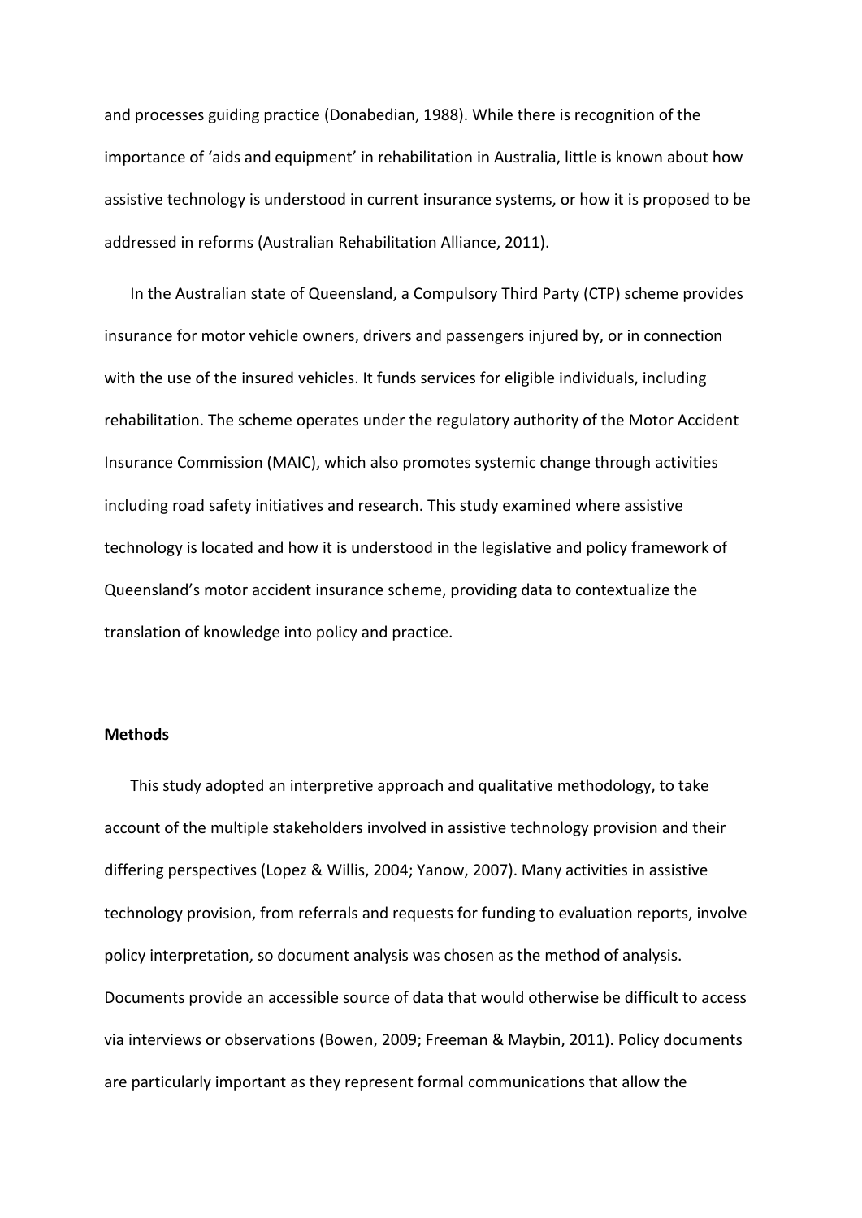and processes guiding practice (Donabedian, 1988). While there is recognition of the importance of 'aids and equipment' in rehabilitation in Australia, little is known about how assistive technology is understood in current insurance systems, or how it is proposed to be addressed in reforms (Australian Rehabilitation Alliance, 2011).

In the Australian state of Queensland, a Compulsory Third Party (CTP) scheme provides insurance for motor vehicle owners, drivers and passengers injured by, or in connection with the use of the insured vehicles. It funds services for eligible individuals, including rehabilitation. The scheme operates under the regulatory authority of the Motor Accident Insurance Commission (MAIC), which also promotes systemic change through activities including road safety initiatives and research. This study examined where assistive technology is located and how it is understood in the legislative and policy framework of Queensland's motor accident insurance scheme, providing data to contextualize the translation of knowledge into policy and practice.

**Methods**

This study adopted an interpretive approach and qualitative methodology, to take account of the multiple stakeholders involved in assistive technology provision and their differing perspectives (Lopez & Willis, 2004; Yanow, 2007). Many activities in assistive technology provision, from referrals and requests for funding to evaluation reports, involve policy interpretation, so document analysis was chosen as the method of analysis. Documents provide an accessible source of data that would otherwise be difficult to access via interviews or observations (Bowen, 2009; Freeman & Maybin, 2011). Policy documents are particularly important as they represent formal communications that allow the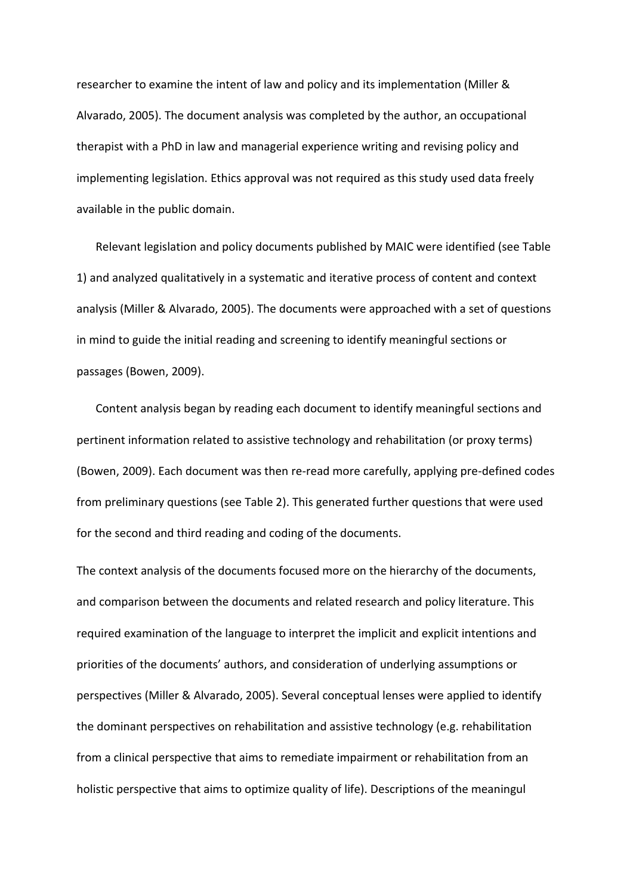researcher to examine the intent of law and policy and its implementation (Miller & Alvarado, 2005). The document analysis was completed by the author, an occupational therapist with a PhD in law and managerial experience writing and revising policy and implementing legislation. Ethics approval was not required as this study used data freely available in the public domain.

Relevant legislation and policy documents published by MAIC were identified (see Table 1) and analyzed qualitatively in a systematic and iterative process of content and context analysis (Miller & Alvarado, 2005). The documents were approached with a set of questions in mind to guide the initial reading and screening to identify meaningful sections or passages (Bowen, 2009).

Content analysis began by reading each document to identify meaningful sections and pertinent information related to assistive technology and rehabilitation (or proxy terms) (Bowen, 2009). Each document was then re-read more carefully, applying pre-defined codes from preliminary questions (see Table 2). This generated further questions that were used for the second and third reading and coding of the documents.

The context analysis of the documents focused more on the hierarchy of the documents, and comparison between the documents and related research and policy literature. This required examination of the language to interpret the implicit and explicit intentions and priorities of the documents' authors, and consideration of underlying assumptions or perspectives (Miller & Alvarado, 2005). Several conceptual lenses were applied to identify the dominant perspectives on rehabilitation and assistive technology (e.g. rehabilitation from a clinical perspective that aims to remediate impairment or rehabilitation from an holistic perspective that aims to optimize quality of life). Descriptions of the meaningul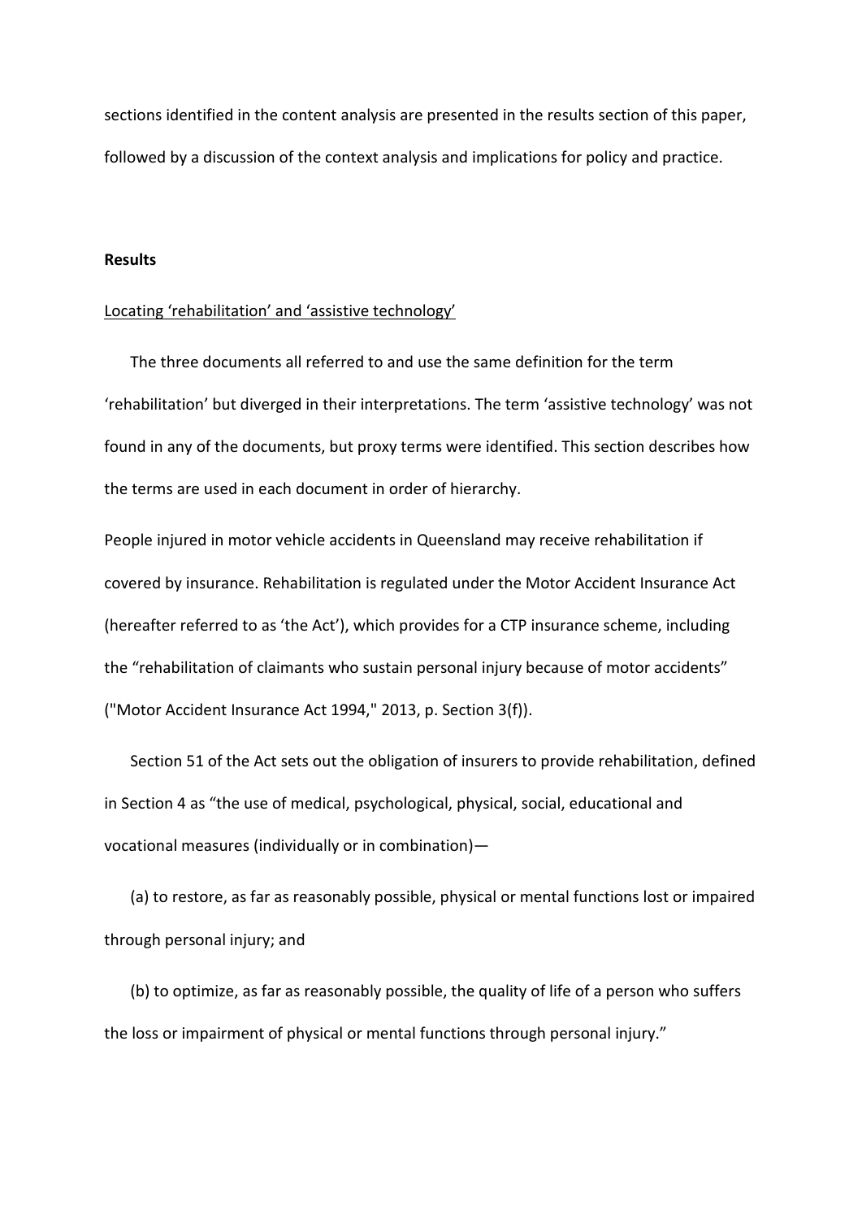sections identified in the content analysis are presented in the results section of this paper, followed by a discussion of the context analysis and implications for policy and practice.

**Results**

<u>Locating 'rehabilitation' and 'assistive technology'</u>

The three documents all referred to and use the same definition for the term 'rehabilitation' but diverged in their interpretations. The term 'assistive technology' was not found in any of the documents, but proxy terms were identified. This section describes how the terms are used in each document in order of hierarchy.

People injured in motor vehicle accidents in Queensland may receive rehabilitation if covered by insurance. Rehabilitation is regulated under the Motor Accident Insurance Act (hereafter referred to as 'the Act'), which provides for a CTP insurance scheme, including the "rehabilitation of claimants who sustain personal injury because of motor accidents" ("Motor Accident Insurance Act 1994," 2013, p. Section 3(f)).

Section 51 of the Act sets out the obligation of insurers to provide rehabilitation, defined in Section 4 as "the use of medical, psychological, physical, social, educational and vocational measures (individually or in combination)—

(a) to restore, as far as reasonably possible, physical or mental functions lost or impaired through personal injury; and

(b) to optimize, as far as reasonably possible, the quality of life of a person who suffers the loss or impairment of physical or mental functions through personal injury."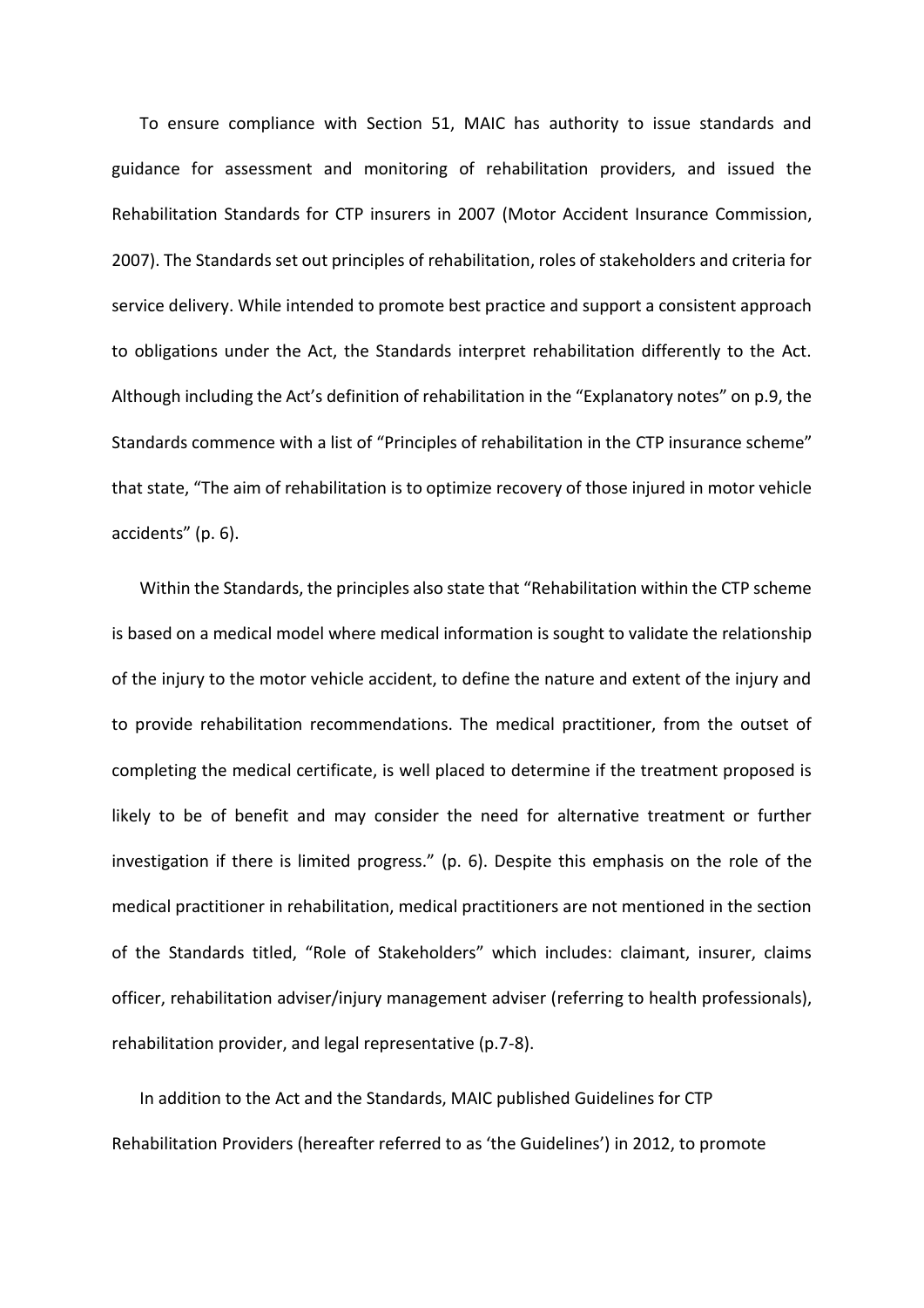To ensure compliance with Section 51, MAIC has authority to issue standards and guidance for assessment and monitoring of rehabilitation providers, and issued the Rehabilitation Standards for CTP insurers in 2007 (Motor Accident Insurance Commission, 2007). The Standards set out principles of rehabilitation, roles of stakeholders and criteria for service delivery. While intended to promote best practice and support a consistent approach to obligations under the Act, the Standards interpret rehabilitation differently to the Act. Although including the Act's definition of rehabilitation in the "Explanatory notes" on p.9, the Standards commence with a list of "Principles of rehabilitation in the CTP insurance scheme" that state, "The aim of rehabilitation is to optimize recovery of those injured in motor vehicle accidents" (p. 6).

Within the Standards, the principles also state that "Rehabilitation within the CTP scheme is based on a medical model where medical information is sought to validate the relationship of the injury to the motor vehicle accident, to define the nature and extent of the injury and to provide rehabilitation recommendations. The medical practitioner, from the outset of completing the medical certificate, is well placed to determine if the treatment proposed is likely to be of benefit and may consider the need for alternative treatment or further investigation if there is limited progress." (p. 6). Despite this emphasis on the role of the medical practitioner in rehabilitation, medical practitioners are not mentioned in the section of the Standards titled, "Role of Stakeholders" which includes: claimant, insurer, claims officer, rehabilitation adviser/injury management adviser (referring to health professionals), rehabilitation provider, and legal representative (p.7-8).

In addition to the Act and the Standards, MAIC published Guidelines for CTP Rehabilitation Providers (hereafter referred to as 'the Guidelines') in 2012, to promote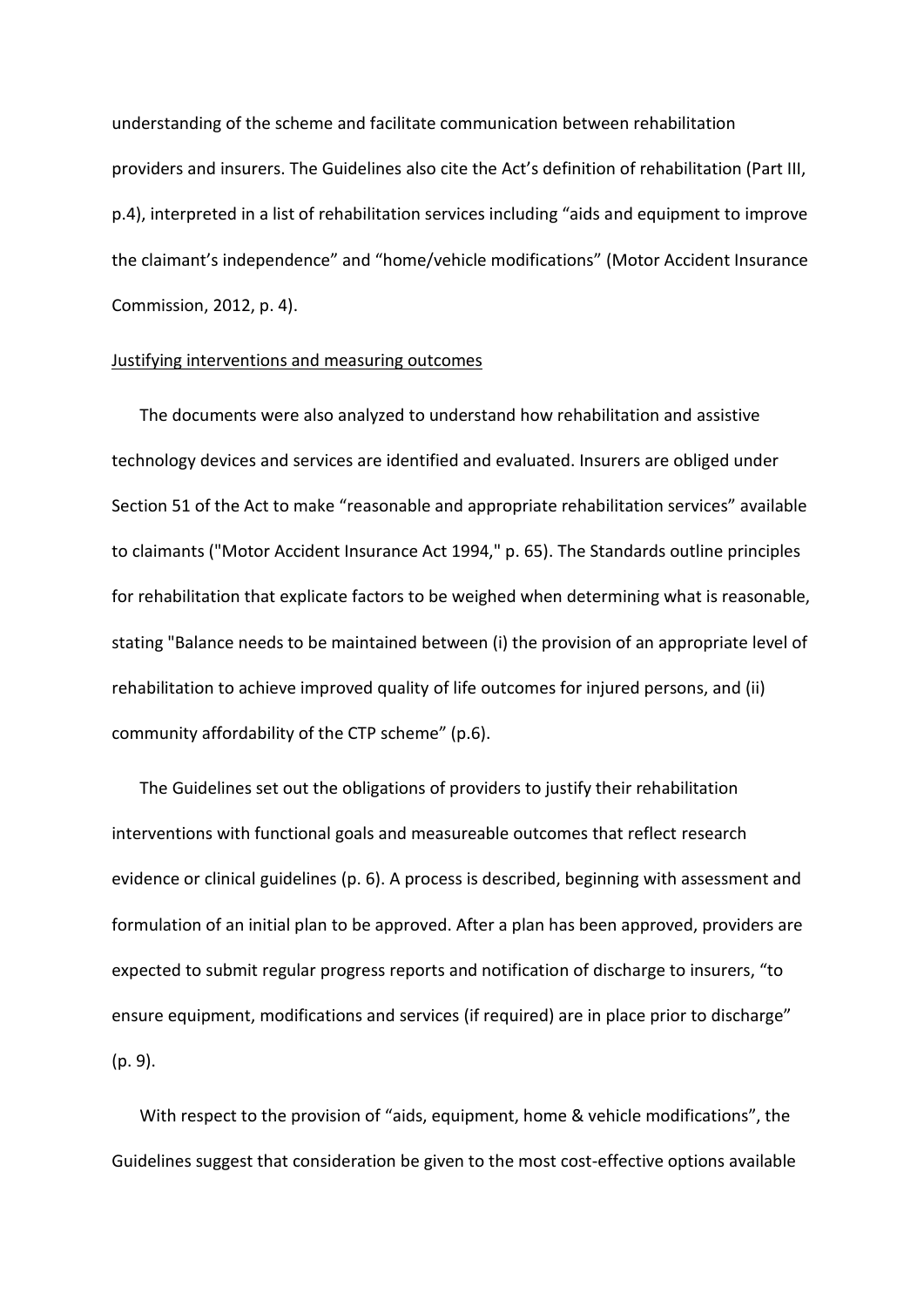understanding of the scheme and facilitate communication between rehabilitation providers and insurers. The Guidelines also cite the Act's definition of rehabilitation (Part III, p.4), interpreted in a list of rehabilitation services including "aids and equipment to improve the claimant's independence" and "home/vehicle modifications" (Motor Accident Insurance Commission, 2012, p. 4).

<u>Justifying interventions and measuring outcomes</u>

The documents were also analyzed to understand how rehabilitation and assistive technology devices and services are identified and evaluated. Insurers are obliged under Section 51 of the Act to make "reasonable and appropriate rehabilitation services" available to claimants ("Motor Accident Insurance Act 1994," p. 65). The Standards outline principles for rehabilitation that explicate factors to be weighed when determining what is reasonable, stating "Balance needs to be maintained between (i) the provision of an appropriate level of rehabilitation to achieve improved quality of life outcomes for injured persons, and (ii) community affordability of the CTP scheme" (p.6).

The Guidelines set out the obligations of providers to justify their rehabilitation interventions with functional goals and measureable outcomes that reflect research evidence or clinical guidelines (p. 6). A process is described, beginning with assessment and formulation of an initial plan to be approved. After a plan has been approved, providers are expected to submit regular progress reports and notification of discharge to insurers, "to ensure equipment, modifications and services (if required) are in place prior to discharge" (p. 9).

With respect to the provision of "aids, equipment, home & vehicle modifications", the Guidelines suggest that consideration be given to the most cost-effective options available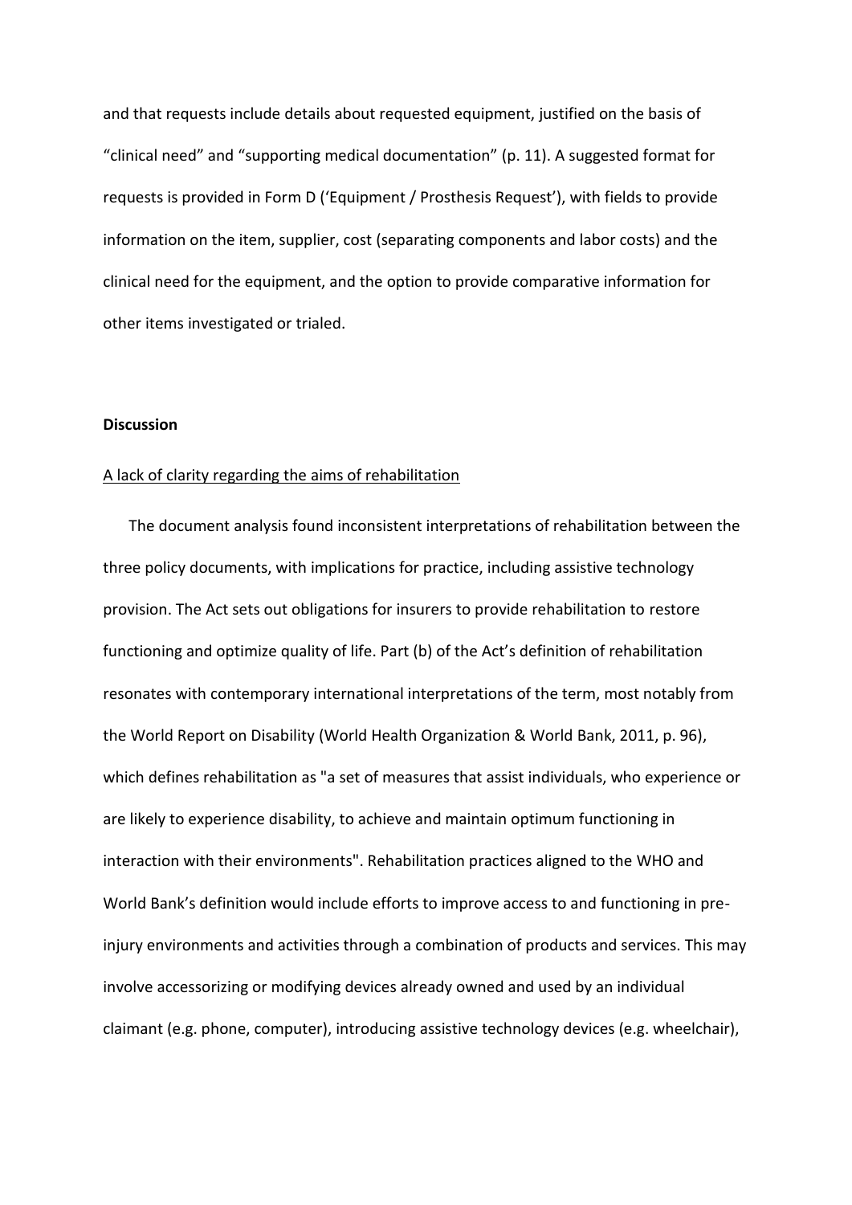and that requests include details about requested equipment, justified on the basis of "clinical need" and "supporting medical documentation" (p. 11). A suggested format for requests is provided in Form D ('Equipment / Prosthesis Request'), with fields to provide information on the item, supplier, cost (separating components and labor costs) and the clinical need for the equipment, and the option to provide comparative information for other items investigated or trialed.

**Discussion**

<u>A lack of clarity regarding the aims of rehabilitation</u>

The document analysis found inconsistent interpretations of rehabilitation between the three policy documents, with implications for practice, including assistive technology provision. The Act sets out obligations for insurers to provide rehabilitation to restore functioning and optimize quality of life. Part (b) of the Act's definition of rehabilitation resonates with contemporary international interpretations of the term, most notably from the World Report on Disability (World Health Organization & World Bank, 2011, p. 96), which defines rehabilitation as "a set of measures that assist individuals, who experience or are likely to experience disability, to achieve and maintain optimum functioning in interaction with their environments". Rehabilitation practices aligned to the WHO and World Bank's definition would include efforts to improve access to and functioning in pre-injury environments and activities through a combination of products and services. This may involve accessorizing or modifying devices already owned and used by an individual claimant (e.g. phone, computer), introducing assistive technology devices (e.g. wheelchair),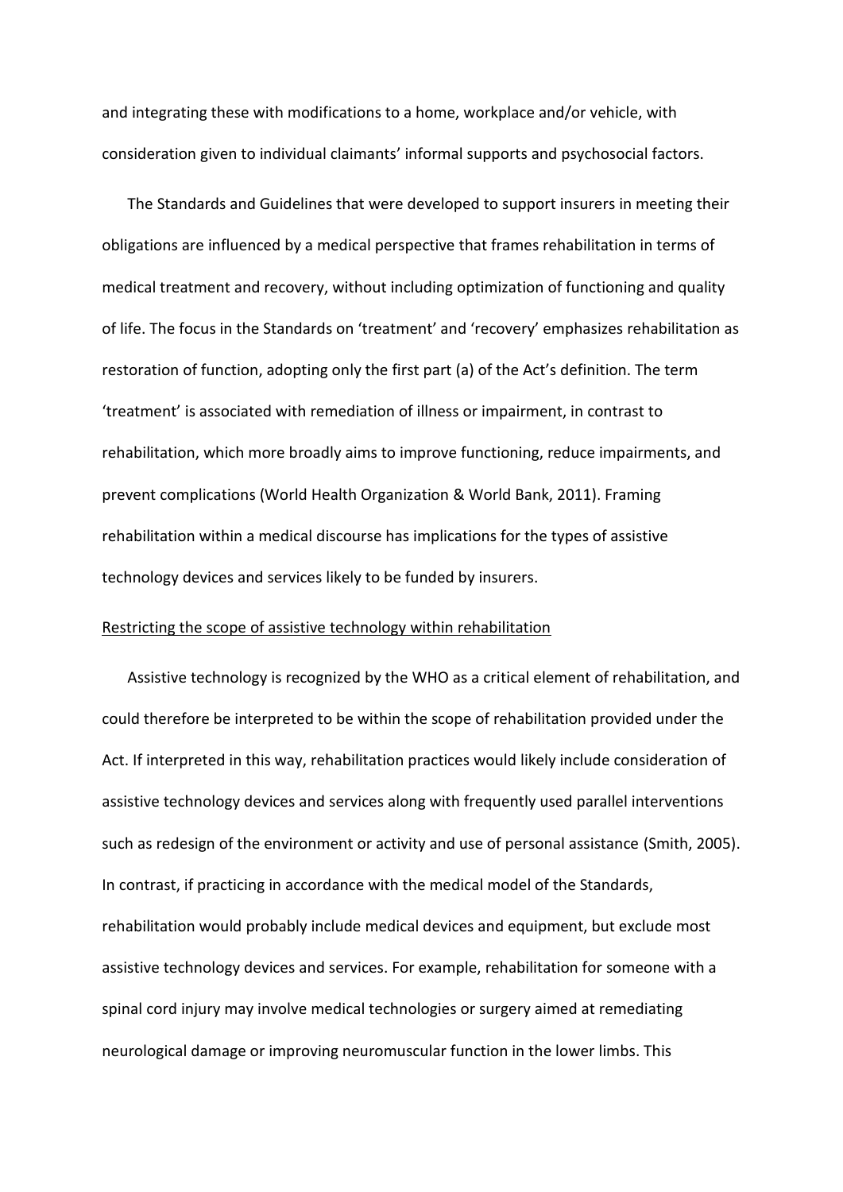and integrating these with modifications to a home, workplace and/or vehicle, with consideration given to individual claimants' informal supports and psychosocial factors.

The Standards and Guidelines that were developed to support insurers in meeting their obligations are influenced by a medical perspective that frames rehabilitation in terms of medical treatment and recovery, without including optimization of functioning and quality of life. The focus in the Standards on 'treatment' and 'recovery' emphasizes rehabilitation as restoration of function, adopting only the first part (a) of the Act's definition. The term 'treatment' is associated with remediation of illness or impairment, in contrast to rehabilitation, which more broadly aims to improve functioning, reduce impairments, and prevent complications (World Health Organization & World Bank, 2011). Framing rehabilitation within a medical discourse has implications for the types of assistive technology devices and services likely to be funded by insurers.

<u>Restricting the scope of assistive technology within rehabilitation</u>

Assistive technology is recognized by the WHO as a critical element of rehabilitation, and could therefore be interpreted to be within the scope of rehabilitation provided under the Act. If interpreted in this way, rehabilitation practices would likely include consideration of assistive technology devices and services along with frequently used parallel interventions such as redesign of the environment or activity and use of personal assistance (Smith, 2005). In contrast, if practicing in accordance with the medical model of the Standards, rehabilitation would probably include medical devices and equipment, but exclude most assistive technology devices and services. For example, rehabilitation for someone with a spinal cord injury may involve medical technologies or surgery aimed at remediating neurological damage or improving neuromuscular function in the lower limbs. This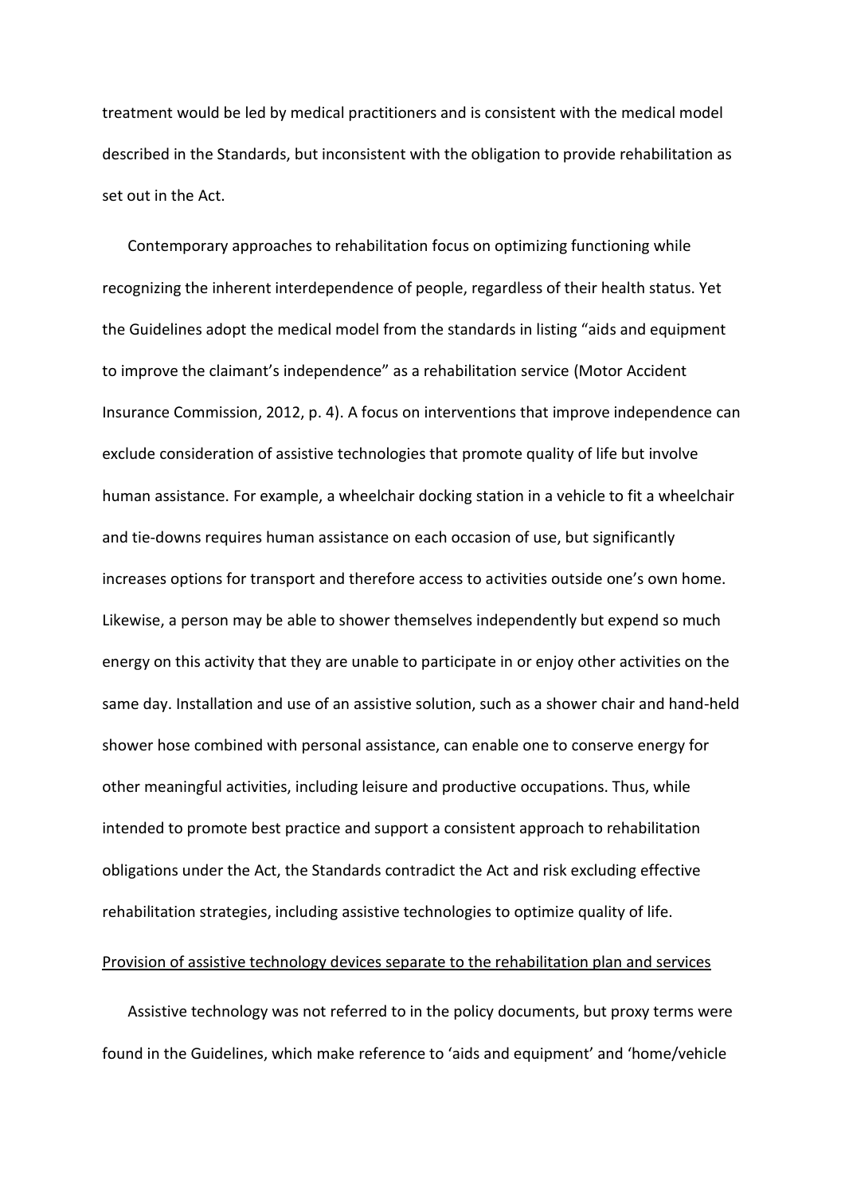treatment would be led by medical practitioners and is consistent with the medical model described in the Standards, but inconsistent with the obligation to provide rehabilitation as set out in the Act.

Contemporary approaches to rehabilitation focus on optimizing functioning while recognizing the inherent interdependence of people, regardless of their health status. Yet the Guidelines adopt the medical model from the standards in listing "aids and equipment to improve the claimant's independence" as a rehabilitation service (Motor Accident Insurance Commission, 2012, p. 4). A focus on interventions that improve independence can exclude consideration of assistive technologies that promote quality of life but involve human assistance. For example, a wheelchair docking station in a vehicle to fit a wheelchair and tie-downs requires human assistance on each occasion of use, but significantly increases options for transport and therefore access to activities outside one's own home. Likewise, a person may be able to shower themselves independently but expend so much energy on this activity that they are unable to participate in or enjoy other activities on the same day. Installation and use of an assistive solution, such as a shower chair and hand-held shower hose combined with personal assistance, can enable one to conserve energy for other meaningful activities, including leisure and productive occupations. Thus, while intended to promote best practice and support a consistent approach to rehabilitation obligations under the Act, the Standards contradict the Act and risk excluding effective rehabilitation strategies, including assistive technologies to optimize quality of life.

Provision of assistive technology devices separate to the rehabilitation plan and services

Assistive technology was not referred to in the policy documents, but proxy terms were found in the Guidelines, which make reference to 'aids and equipment' and 'home/vehicle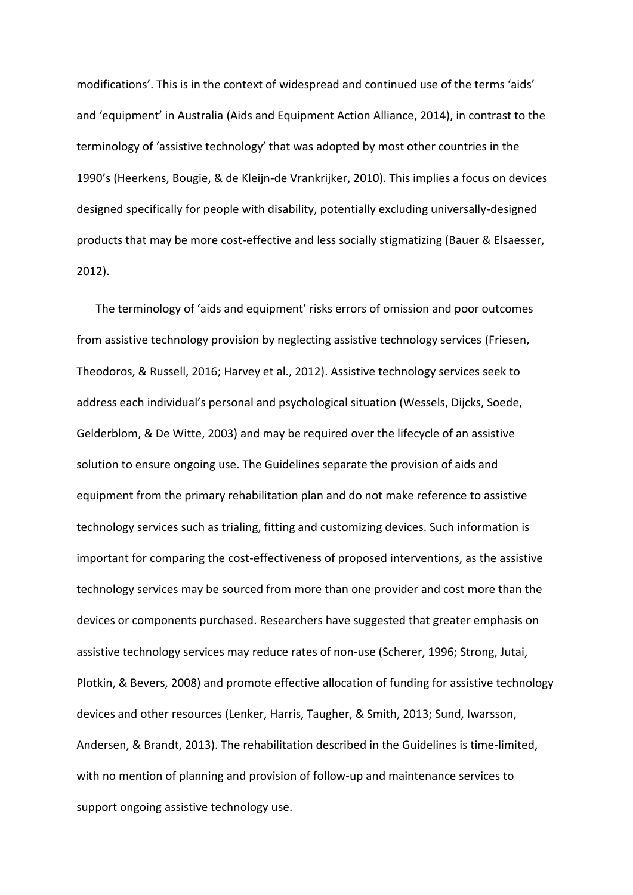modifications'. This is in the context of widespread and continued use of the terms 'aids' and 'equipment' in Australia (Aids and Equipment Action Alliance, 2014), in contrast to the terminology of 'assistive technology' that was adopted by most other countries in the 1990's (Heerkens, Bougie, & de Kleijn-de Vrankrijker, 2010). This implies a focus on devices designed specifically for people with disability, potentially excluding universally-designed products that may be more cost-effective and less socially stigmatizing (Bauer & Elsaesser, 2012).

The terminology of 'aids and equipment' risks errors of omission and poor outcomes from assistive technology provision by neglecting assistive technology services (Friesen, Theodoros, & Russell, 2016; Harvey et al., 2012). Assistive technology services seek to address each individual's personal and psychological situation (Wessels, Dijcks, Soede, Gelderblom, & De Witte, 2003) and may be required over the lifecycle of an assistive solution to ensure ongoing use. The Guidelines separate the provision of aids and equipment from the primary rehabilitation plan and do not make reference to assistive technology services such as trialing, fitting and customizing devices. Such information is important for comparing the cost-effectiveness of proposed interventions, as the assistive technology services may be sourced from more than one provider and cost more than the devices or components purchased. Researchers have suggested that greater emphasis on assistive technology services may reduce rates of non-use (Scherer, 1996; Strong, Jutai, Plotkin, & Bevers, 2008) and promote effective allocation of funding for assistive technology devices and other resources (Lenker, Harris, Taugher, & Smith, 2013; Sund, Iwarsson, Andersen, & Brandt, 2013). The rehabilitation described in the Guidelines is time-limited, with no mention of planning and provision of follow-up and maintenance services to support ongoing assistive technology use.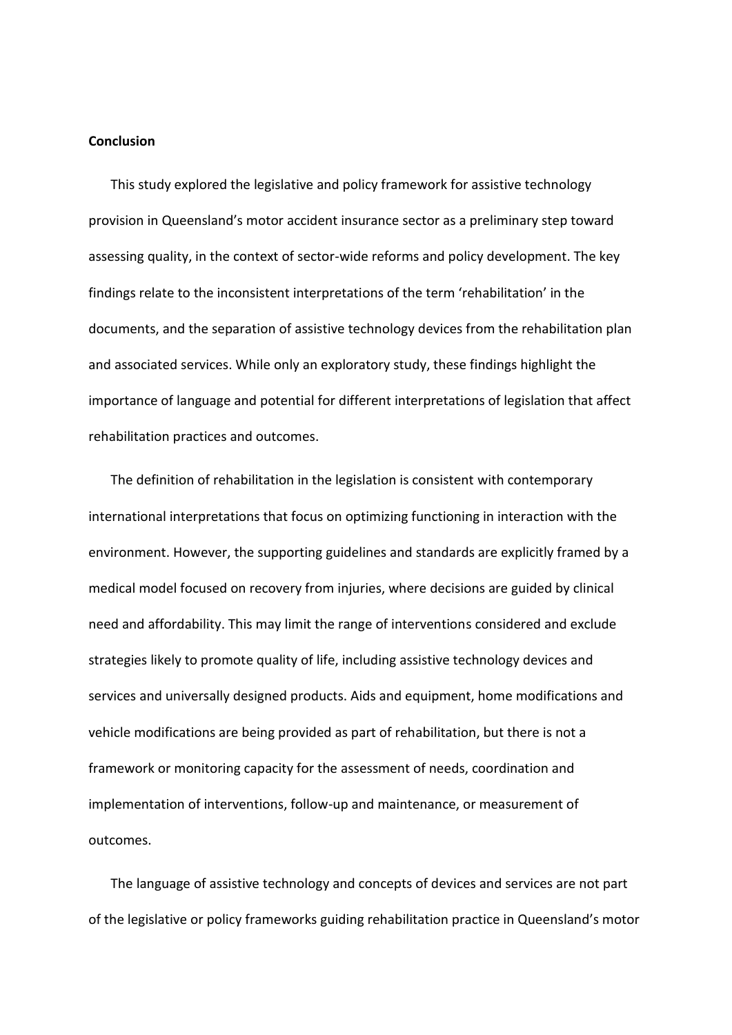**Conclusion**

This study explored the legislative and policy framework for assistive technology provision in Queensland's motor accident insurance sector as a preliminary step toward assessing quality, in the context of sector-wide reforms and policy development. The key findings relate to the inconsistent interpretations of the term 'rehabilitation' in the documents, and the separation of assistive technology devices from the rehabilitation plan and associated services. While only an exploratory study, these findings highlight the importance of language and potential for different interpretations of legislation that affect rehabilitation practices and outcomes.

The definition of rehabilitation in the legislation is consistent with contemporary international interpretations that focus on optimizing functioning in interaction with the environment. However, the supporting guidelines and standards are explicitly framed by a medical model focused on recovery from injuries, where decisions are guided by clinical need and affordability. This may limit the range of interventions considered and exclude strategies likely to promote quality of life, including assistive technology devices and services and universally designed products. Aids and equipment, home modifications and vehicle modifications are being provided as part of rehabilitation, but there is not a framework or monitoring capacity for the assessment of needs, coordination and implementation of interventions, follow-up and maintenance, or measurement of outcomes.

The language of assistive technology and concepts of devices and services are not part of the legislative or policy frameworks guiding rehabilitation practice in Queensland's motor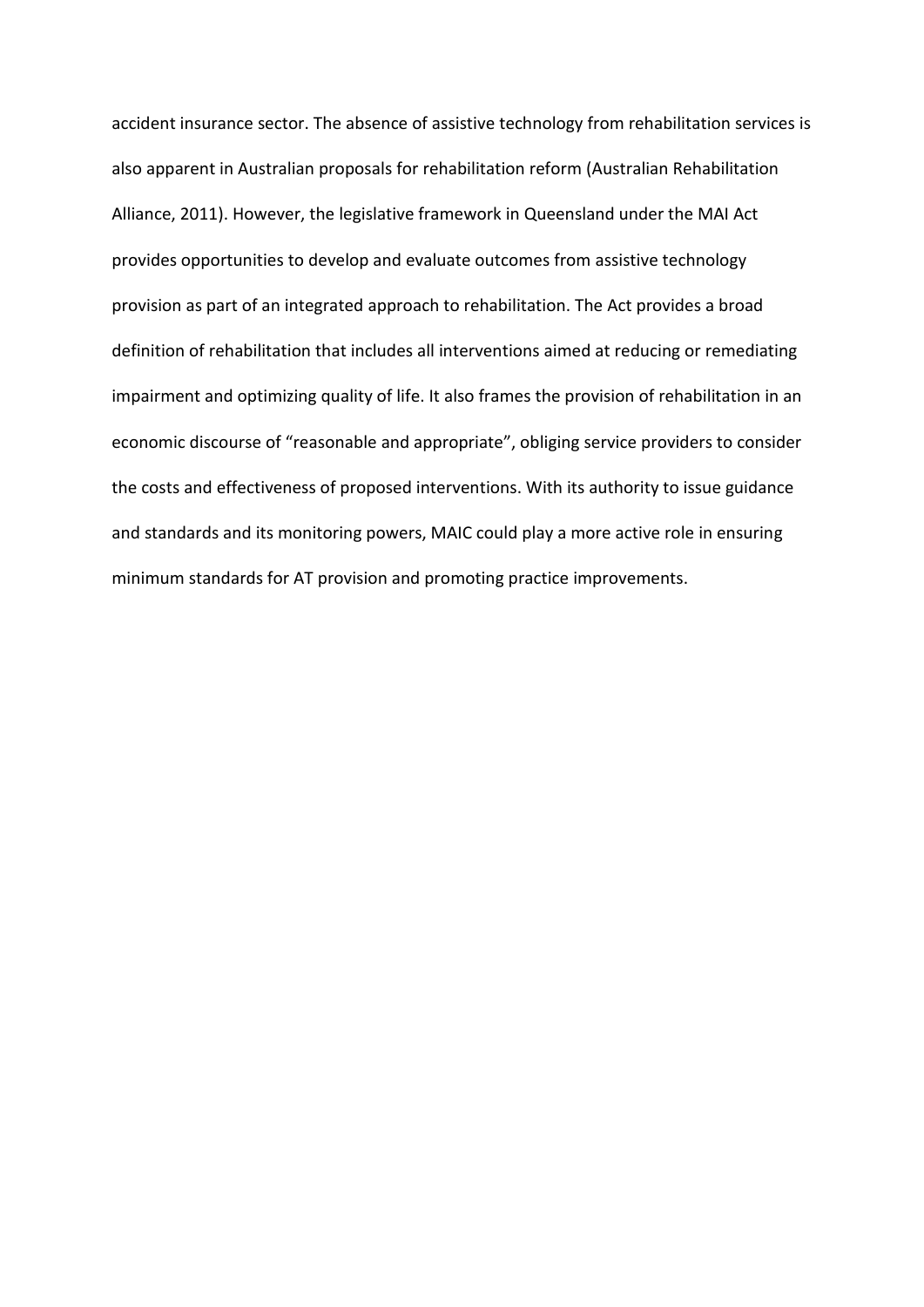accident insurance sector. The absence of assistive technology from rehabilitation services is also apparent in Australian proposals for rehabilitation reform (Australian Rehabilitation Alliance, 2011). However, the legislative framework in Queensland under the MAI Act provides opportunities to develop and evaluate outcomes from assistive technology provision as part of an integrated approach to rehabilitation. The Act provides a broad definition of rehabilitation that includes all interventions aimed at reducing or remediating impairment and optimizing quality of life. It also frames the provision of rehabilitation in an economic discourse of "reasonable and appropriate", obliging service providers to consider the costs and effectiveness of proposed interventions. With its authority to issue guidance and standards and its monitoring powers, MAIC could play a more active role in ensuring minimum standards for AT provision and promoting practice improvements.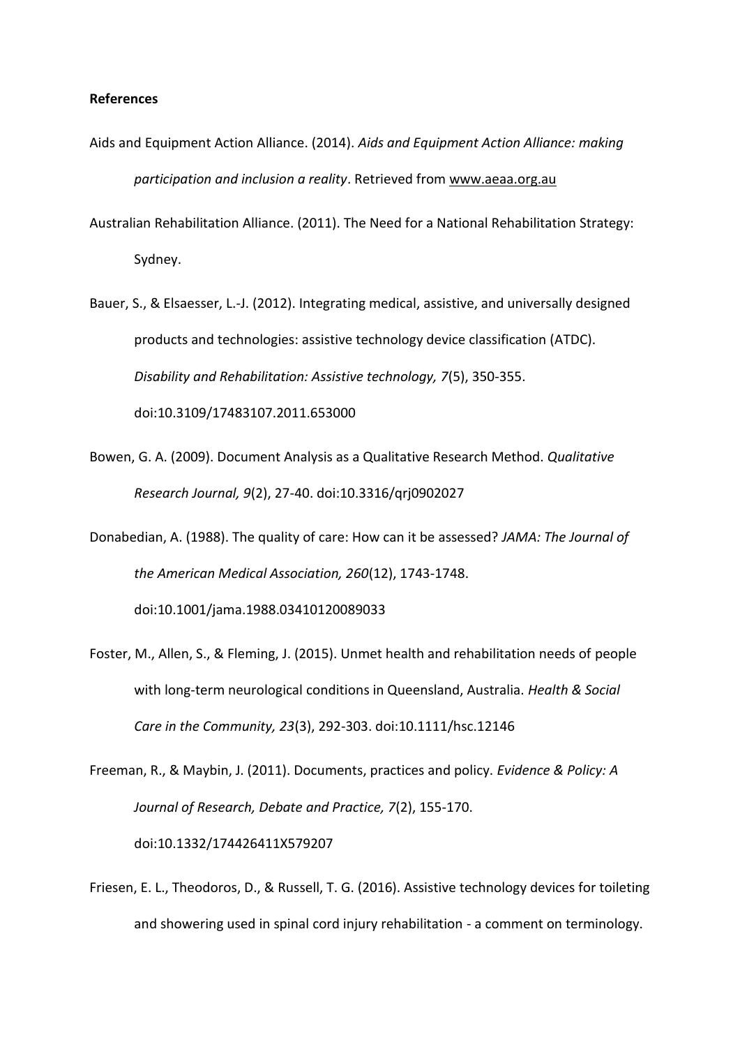**References**

Aids and Equipment Action Alliance. (2014). *Aids and Equipment Action Alliance: making participation and inclusion a reality*. Retrieved from www.aeaa.org.au

Australian Rehabilitation Alliance. (2011). The Need for a National Rehabilitation Strategy: Sydney.

Bauer, S., & Elsaesser, L.-J. (2012). Integrating medical, assistive, and universally designed products and technologies: assistive technology device classification (ATDC). *Disability and Rehabilitation: Assistive technology, 7*(5), 350-355. doi:10.3109/17483107.2011.653000

Bowen, G. A. (2009). Document Analysis as a Qualitative Research Method. *Qualitative Research Journal, 9*(2), 27-40. doi:10.3316/qrj0902027

Donabedian, A. (1988). The quality of care: How can it be assessed? *JAMA: The Journal of the American Medical Association, 260*(12), 1743-1748. doi:10.1001/jama.1988.03410120089033

Foster, M., Allen, S., & Fleming, J. (2015). Unmet health and rehabilitation needs of people with long-term neurological conditions in Queensland, Australia. *Health & Social Care in the Community, 23*(3), 292-303. doi:10.1111/hsc.12146

Freeman, R., & Maybin, J. (2011). Documents, practices and policy. *Evidence & Policy: A Journal of Research, Debate and Practice, 7*(2), 155-170. doi:10.1332/174426411X579207

Friesen, E. L., Theodoros, D., & Russell, T. G. (2016). Assistive technology devices for toileting and showering used in spinal cord injury rehabilitation - a comment on terminology.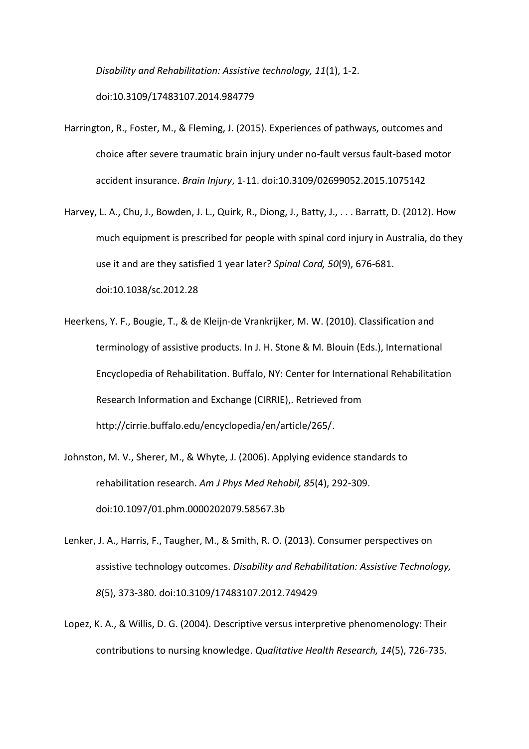*Disability and Rehabilitation: Assistive technology, 11*(1), 1-2. doi:10.3109/17483107.2014.984779

Harrington, R., Foster, M., & Fleming, J. (2015). Experiences of pathways, outcomes and choice after severe traumatic brain injury under no-fault versus fault-based motor accident insurance. *Brain Injury*, 1-11. doi:10.3109/02699052.2015.1075142

Harvey, L. A., Chu, J., Bowden, J. L., Quirk, R., Diong, J., Batty, J., . . . Barratt, D. (2012). How much equipment is prescribed for people with spinal cord injury in Australia, do they use it and are they satisfied 1 year later? *Spinal Cord, 50*(9), 676-681. doi:10.1038/sc.2012.28

Heerkens, Y. F., Bougie, T., & de Kleijn-de Vrankrijker, M. W. (2010). Classification and terminology of assistive products. In J. H. Stone & M. Blouin (Eds.), International Encyclopedia of Rehabilitation. Buffalo, NY: Center for International Rehabilitation Research Information and Exchange (CIRRIE),. Retrieved from http://cirrie.buffalo.edu/encyclopedia/en/article/265/.

Johnston, M. V., Sherer, M., & Whyte, J. (2006). Applying evidence standards to rehabilitation research. *Am J Phys Med Rehabil, 85*(4), 292-309. doi:10.1097/01.phm.0000202079.58567.3b

Lenker, J. A., Harris, F., Taugher, M., & Smith, R. O. (2013). Consumer perspectives on assistive technology outcomes. *Disability and Rehabilitation: Assistive Technology, 8*(5), 373-380. doi:10.3109/17483107.2012.749429

Lopez, K. A., & Willis, D. G. (2004). Descriptive versus interpretive phenomenology: Their contributions to nursing knowledge. *Qualitative Health Research, 14*(5), 726-735.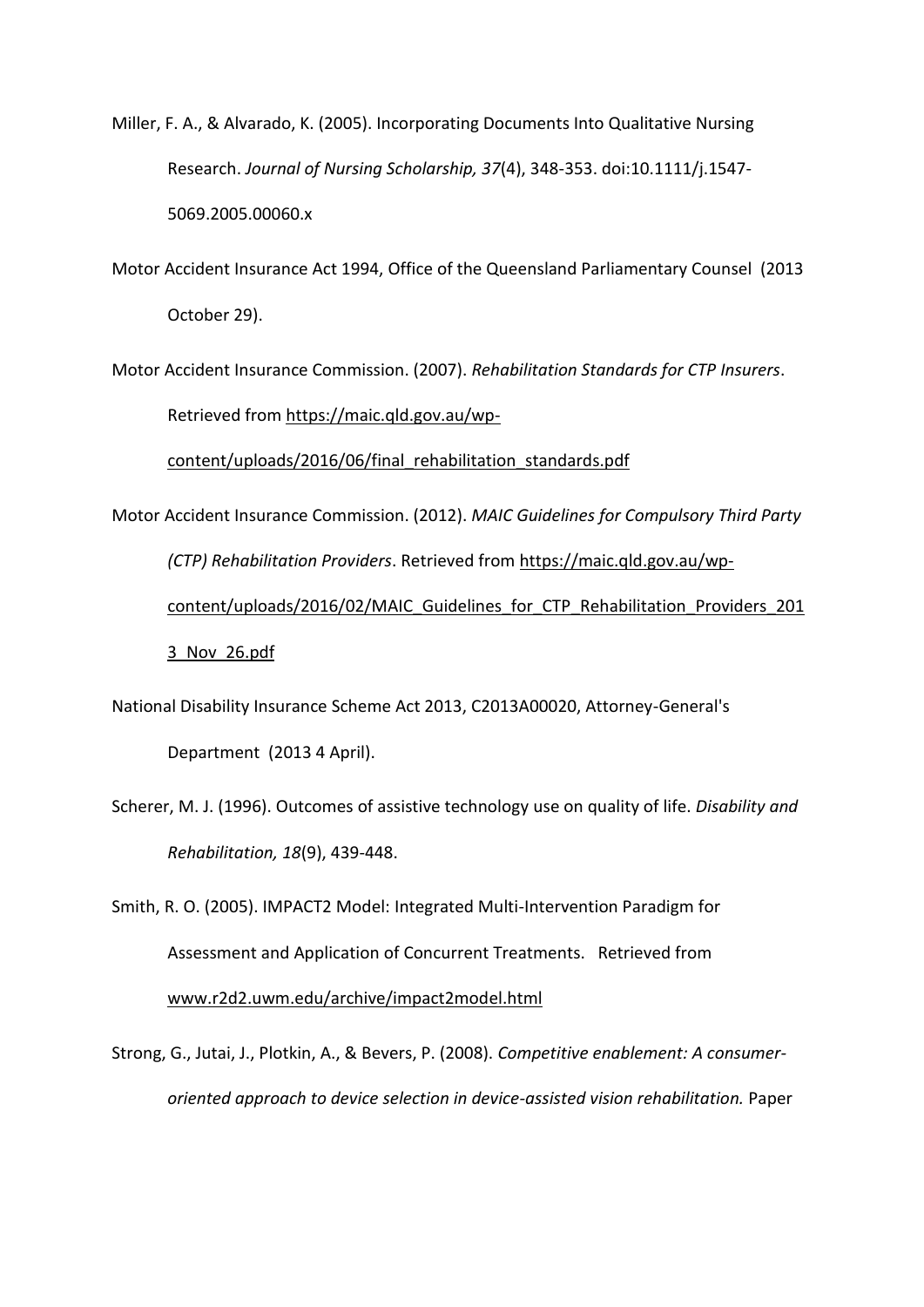Miller, F. A., & Alvarado, K. (2005). Incorporating Documents Into Qualitative Nursing Research. *Journal of Nursing Scholarship, 37*(4), 348-353. doi:10.1111/j.1547-5069.2005.00060.x

Motor Accident Insurance Act 1994, Office of the Queensland Parliamentary Counsel (2013 October 29).

Motor Accident Insurance Commission. (2007). *Rehabilitation Standards for CTP Insurers*. Retrieved from https://maic.qld.gov.au/wp-content/uploads/2016/06/final_rehabilitation_standards.pdf

Motor Accident Insurance Commission. (2012). *MAIC Guidelines for Compulsory Third Party (CTP) Rehabilitation Providers*. Retrieved from https://maic.qld.gov.au/wp-content/uploads/2016/02/MAIC_Guidelines_for_CTP_Rehabilitation_Providers_2013_Nov_26.pdf

National Disability Insurance Scheme Act 2013, C2013A00020, Attorney-General's Department (2013 4 April).

Scherer, M. J. (1996). Outcomes of assistive technology use on quality of life. *Disability and Rehabilitation, 18*(9), 439-448.

Smith, R. O. (2005). IMPACT2 Model: Integrated Multi-Intervention Paradigm for Assessment and Application of Concurrent Treatments. Retrieved from www.r2d2.uwm.edu/archive/impact2model.html

Strong, G., Jutai, J., Plotkin, A., & Bevers, P. (2008). *Competitive enablement: A consumer-oriented approach to device selection in device-assisted vision rehabilitation.* Paper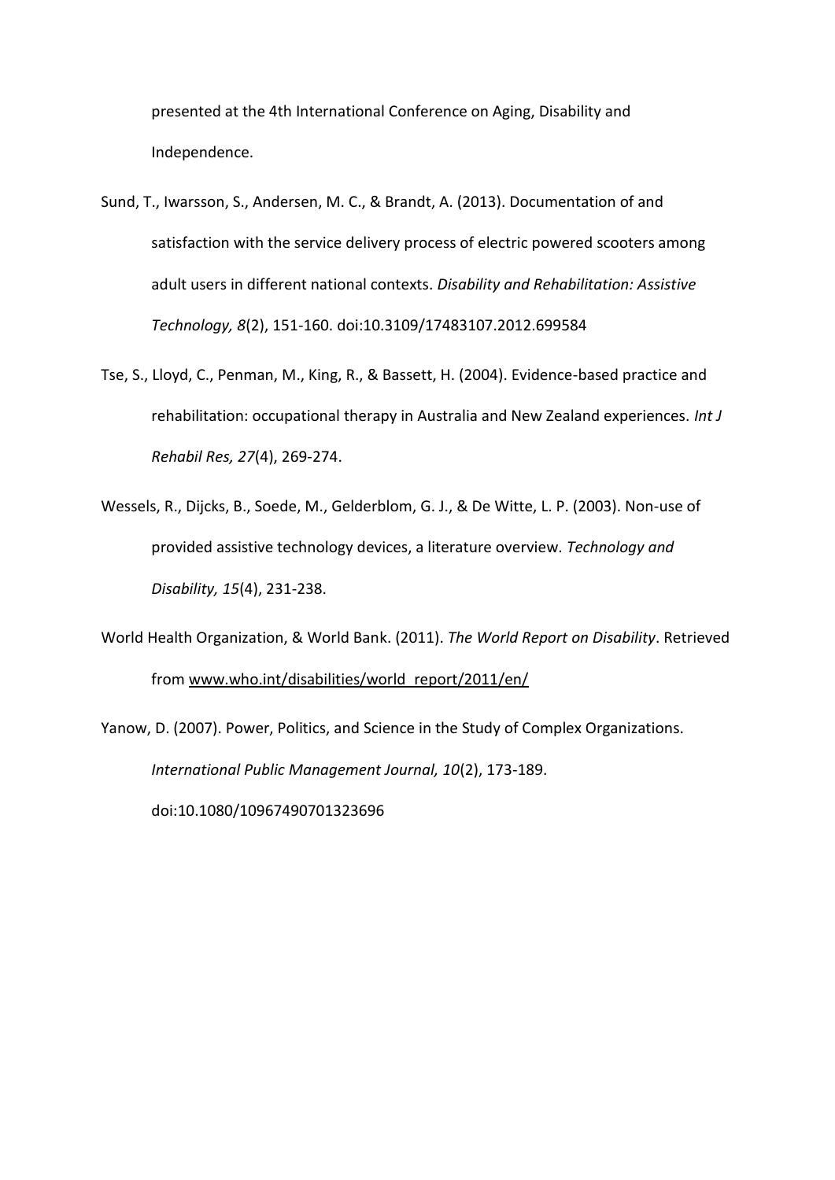presented at the 4th International Conference on Aging, Disability and Independence.

Sund, T., Iwarsson, S., Andersen, M. C., & Brandt, A. (2013). Documentation of and satisfaction with the service delivery process of electric powered scooters among adult users in different national contexts. *Disability and Rehabilitation: Assistive Technology, 8*(2), 151-160. doi:10.3109/17483107.2012.699584

Tse, S., Lloyd, C., Penman, M., King, R., & Bassett, H. (2004). Evidence-based practice and rehabilitation: occupational therapy in Australia and New Zealand experiences. *Int J Rehabil Res, 27*(4), 269-274.

Wessels, R., Dijcks, B., Soede, M., Gelderblom, G. J., & De Witte, L. P. (2003). Non-use of provided assistive technology devices, a literature overview. *Technology and Disability, 15*(4), 231-238.

World Health Organization, & World Bank. (2011). *The World Report on Disability*. Retrieved from www.who.int/disabilities/world_report/2011/en/

Yanow, D. (2007). Power, Politics, and Science in the Study of Complex Organizations. *International Public Management Journal, 10*(2), 173-189. doi:10.1080/10967490701323696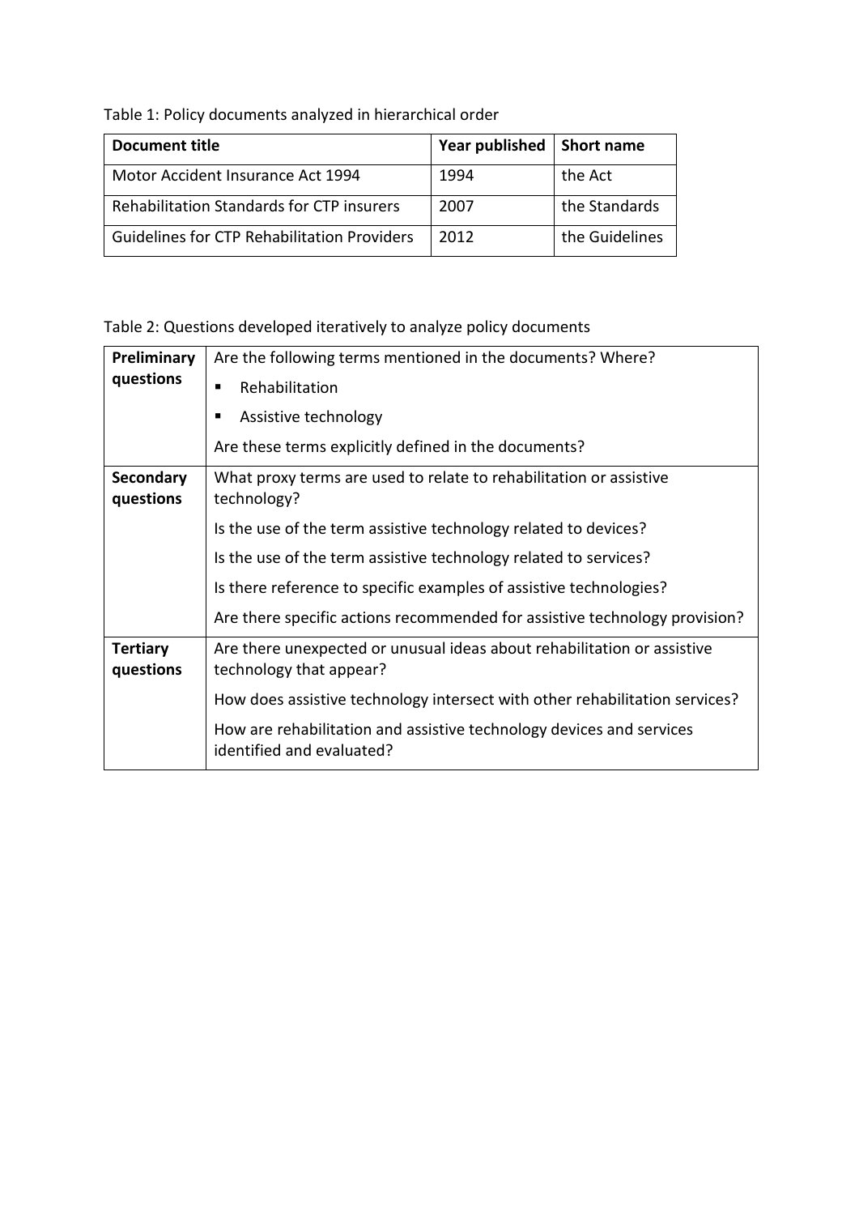Table 1: Policy documents analyzed in hierarchical order

| Document title | Year published | Short name |
|---|---|---|
| Motor Accident Insurance Act 1994 | 1994 | the Act |
| Rehabilitation Standards for CTP insurers | 2007 | the Standards |
| Guidelines for CTP Rehabilitation Providers | 2012 | the Guidelines |

Table 2: Questions developed iteratively to analyze policy documents

| | |
|---|---|
| **Preliminary questions** | Are the following terms mentioned in the documents? Where?<br>▪ Rehabilitation<br>▪ Assistive technology<br>Are these terms explicitly defined in the documents? |
| **Secondary questions** | What proxy terms are used to relate to rehabilitation or assistive technology?<br>Is the use of the term assistive technology related to devices?<br>Is the use of the term assistive technology related to services?<br>Is there reference to specific examples of assistive technologies?<br>Are there specific actions recommended for assistive technology provision? |
| **Tertiary questions** | Are there unexpected or unusual ideas about rehabilitation or assistive technology that appear?<br>How does assistive technology intersect with other rehabilitation services?<br>How are rehabilitation and assistive technology devices and services identified and evaluated? |